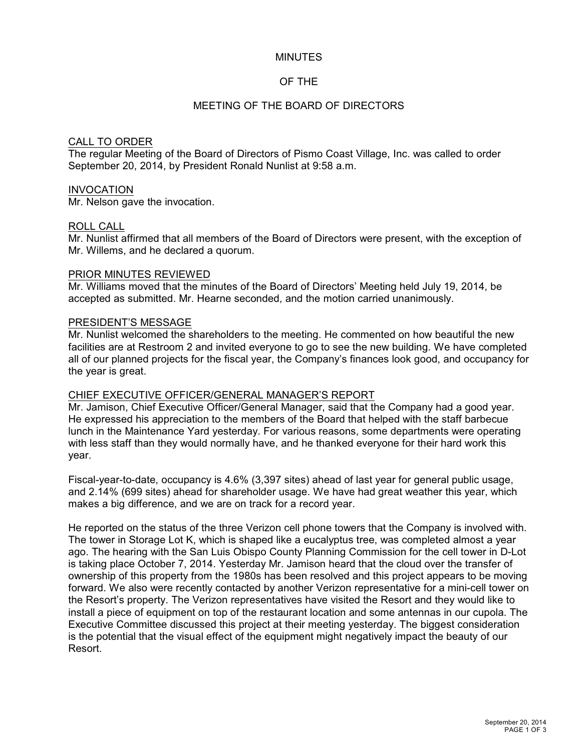# MINUTES

# OF THE

# MEETING OF THE BOARD OF DIRECTORS

## CALL TO ORDER

The regular Meeting of the Board of Directors of Pismo Coast Village, Inc. was called to order September 20, 2014, by President Ronald Nunlist at 9:58 a.m.

## INVOCATION

Mr. Nelson gave the invocation.

## ROLL CALL

Mr. Nunlist affirmed that all members of the Board of Directors were present, with the exception of Mr. Willems, and he declared a quorum.

## PRIOR MINUTES REVIEWED

Mr. Williams moved that the minutes of the Board of Directors' Meeting held July 19, 2014, be accepted as submitted. Mr. Hearne seconded, and the motion carried unanimously.

## PRESIDENT'S MESSAGE

Mr. Nunlist welcomed the shareholders to the meeting. He commented on how beautiful the new facilities are at Restroom 2 and invited everyone to go to see the new building. We have completed all of our planned projects for the fiscal year, the Company's finances look good, and occupancy for the year is great.

## CHIEF EXECUTIVE OFFICER/GENERAL MANAGER'S REPORT

Mr. Jamison, Chief Executive Officer/General Manager, said that the Company had a good year. He expressed his appreciation to the members of the Board that helped with the staff barbecue lunch in the Maintenance Yard yesterday. For various reasons, some departments were operating with less staff than they would normally have, and he thanked everyone for their hard work this year.

Fiscal-year-to-date, occupancy is 4.6% (3,397 sites) ahead of last year for general public usage, and 2.14% (699 sites) ahead for shareholder usage. We have had great weather this year, which makes a big difference, and we are on track for a record year.

He reported on the status of the three Verizon cell phone towers that the Company is involved with. The tower in Storage Lot K, which is shaped like a eucalyptus tree, was completed almost a year ago. The hearing with the San Luis Obispo County Planning Commission for the cell tower in D-Lot is taking place October 7, 2014. Yesterday Mr. Jamison heard that the cloud over the transfer of ownership of this property from the 1980s has been resolved and this project appears to be moving forward. We also were recently contacted by another Verizon representative for a mini-cell tower on the Resort's property. The Verizon representatives have visited the Resort and they would like to install a piece of equipment on top of the restaurant location and some antennas in our cupola. The Executive Committee discussed this project at their meeting yesterday. The biggest consideration is the potential that the visual effect of the equipment might negatively impact the beauty of our Resort.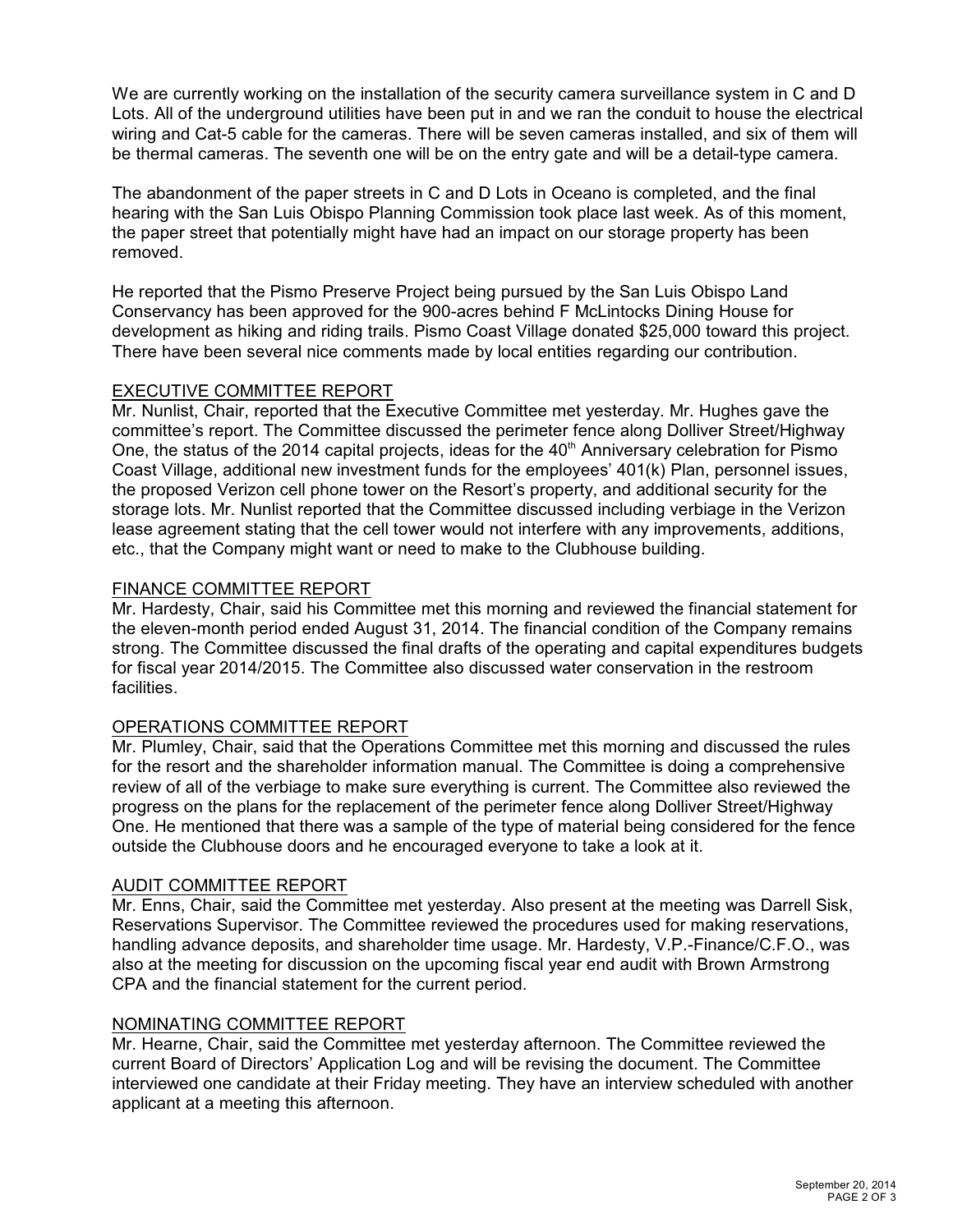We are currently working on the installation of the security camera surveillance system in C and D Lots. All of the underground utilities have been put in and we ran the conduit to house the electrical wiring and Cat-5 cable for the cameras. There will be seven cameras installed, and six of them will be thermal cameras. The seventh one will be on the entry gate and will be a detail-type camera.

The abandonment of the paper streets in C and D Lots in Oceano is completed, and the final hearing with the San Luis Obispo Planning Commission took place last week. As of this moment, the paper street that potentially might have had an impact on our storage property has been removed.

He reported that the Pismo Preserve Project being pursued by the San Luis Obispo Land Conservancy has been approved for the 900-acres behind F McLintocks Dining House for development as hiking and riding trails. Pismo Coast Village donated $25,000 toward this project. There have been several nice comments made by local entities regarding our contribution.

## EXECUTIVE COMMITTEE REPORT

Mr. Nunlist, Chair, reported that the Executive Committee met yesterday. Mr. Hughes gave the committee's report. The Committee discussed the perimeter fence along Dolliver Street/Highway One, the status of the 2014 capital projects, ideas for the 40th Anniversary celebration for Pismo Coast Village, additional new investment funds for the employees' 401(k) Plan, personnel issues, the proposed Verizon cell phone tower on the Resort's property, and additional security for the storage lots. Mr. Nunlist reported that the Committee discussed including verbiage in the Verizon lease agreement stating that the cell tower would not interfere with any improvements, additions, etc., that the Company might want or need to make to the Clubhouse building.

## FINANCE COMMITTEE REPORT

Mr. Hardesty, Chair, said his Committee met this morning and reviewed the financial statement for the eleven-month period ended August 31, 2014. The financial condition of the Company remains strong. The Committee discussed the final drafts of the operating and capital expenditures budgets for fiscal year 2014/2015. The Committee also discussed water conservation in the restroom facilities.

## OPERATIONS COMMITTEE REPORT

Mr. Plumley, Chair, said that the Operations Committee met this morning and discussed the rules for the resort and the shareholder information manual. The Committee is doing a comprehensive review of all of the verbiage to make sure everything is current. The Committee also reviewed the progress on the plans for the replacement of the perimeter fence along Dolliver Street/Highway One. He mentioned that there was a sample of the type of material being considered for the fence outside the Clubhouse doors and he encouraged everyone to take a look at it.

## AUDIT COMMITTEE REPORT

Mr. Enns, Chair, said the Committee met yesterday. Also present at the meeting was Darrell Sisk, Reservations Supervisor. The Committee reviewed the procedures used for making reservations, handling advance deposits, and shareholder time usage. Mr. Hardesty, V.P.-Finance/C.F.O., was also at the meeting for discussion on the upcoming fiscal year end audit with Brown Armstrong CPA and the financial statement for the current period.

## NOMINATING COMMITTEE REPORT

Mr. Hearne, Chair, said the Committee met yesterday afternoon. The Committee reviewed the current Board of Directors' Application Log and will be revising the document. The Committee interviewed one candidate at their Friday meeting. They have an interview scheduled with another applicant at a meeting this afternoon.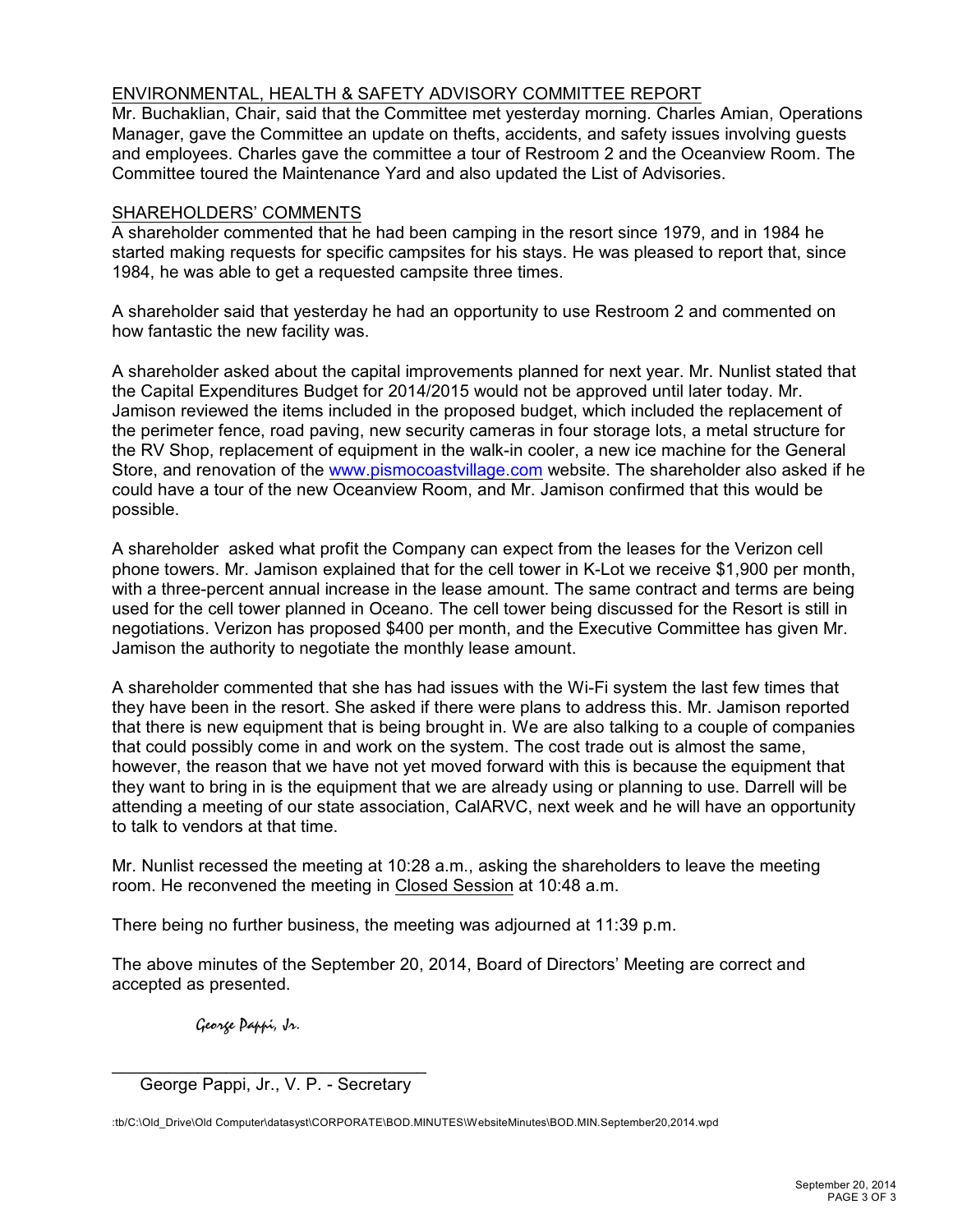## ENVIRONMENTAL, HEALTH & SAFETY ADVISORY COMMITTEE REPORT

Mr. Buchaklian, Chair, said that the Committee met yesterday morning. Charles Amian, Operations Manager, gave the Committee an update on thefts, accidents, and safety issues involving guests and employees. Charles gave the committee a tour of Restroom 2 and the Oceanview Room. The Committee toured the Maintenance Yard and also updated the List of Advisories.

## SHAREHOLDERS' COMMENTS

A shareholder commented that he had been camping in the resort since 1979, and in 1984 he started making requests for specific campsites for his stays. He was pleased to report that, since 1984, he was able to get a requested campsite three times.

A shareholder said that yesterday he had an opportunity to use Restroom 2 and commented on how fantastic the new facility was.

A shareholder asked about the capital improvements planned for next year. Mr. Nunlist stated that the Capital Expenditures Budget for 2014/2015 would not be approved until later today. Mr. Jamison reviewed the items included in the proposed budget, which included the replacement of the perimeter fence, road paving, new security cameras in four storage lots, a metal structure for the RV Shop, replacement of equipment in the walk-in cooler, a new ice machine for the General Store, and renovation of the www.pismocoastvillage.com website. The shareholder also asked if he could have a tour of the new Oceanview Room, and Mr. Jamison confirmed that this would be possible.

A shareholder asked what profit the Company can expect from the leases for the Verizon cell phone towers. Mr. Jamison explained that for the cell tower in K-Lot we receive $1,900 per month, with a three-percent annual increase in the lease amount. The same contract and terms are being used for the cell tower planned in Oceano. The cell tower being discussed for the Resort is still in negotiations. Verizon has proposed $400 per month, and the Executive Committee has given Mr. Jamison the authority to negotiate the monthly lease amount.

A shareholder commented that she has had issues with the Wi-Fi system the last few times that they have been in the resort. She asked if there were plans to address this. Mr. Jamison reported that there is new equipment that is being brought in. We are also talking to a couple of companies that could possibly come in and work on the system. The cost trade out is almost the same, however, the reason that we have not yet moved forward with this is because the equipment that they want to bring in is the equipment that we are already using or planning to use. Darrell will be attending a meeting of our state association, CalARVC, next week and he will have an opportunity to talk to vendors at that time.

Mr. Nunlist recessed the meeting at 10:28 a.m., asking the shareholders to leave the meeting room. He reconvened the meeting in Closed Session at 10:48 a.m.

There being no further business, the meeting was adjourned at 11:39 p.m.

The above minutes of the September 20, 2014, Board of Directors' Meeting are correct and accepted as presented.

*George Pappi, Jr.*

George Pappi, Jr., V. P. - Secretary

:tb/C:\Old_Drive\Old Computer\datasyst\CORPORATE\BOD.MINUTES\WebsiteMinutes\BOD.MIN.September20,2014.wpd